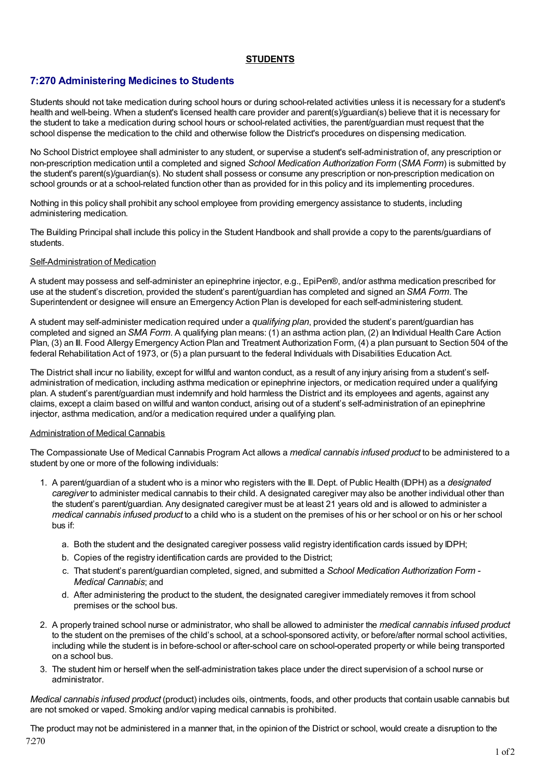**STUDENTS**

## 7:270 Administering Medicines to Students

Students should not take medication during school hours or during school-related activities unless it is necessary for a student's health and well-being. When a student's licensed health care provider and parent(s)/guardian(s) believe that it is necessary for the student to take a medication during school hours or school-related activities, the parent/guardian must request that the school dispense the medication to the child and otherwise follow the District's procedures on dispensing medication.

No School District employee shall administer to any student, or supervise a student's self-administration of, any prescription or non-prescription medication until a completed and signed *School Medication Authorization Form* (*SMA Form*) is submitted by the student's parent(s)/guardian(s). No student shall possess or consume any prescription or non-prescription medication on school grounds or at a school-related function other than as provided for in this policy and its implementing procedures.

Nothing in this policy shall prohibit any school employee from providing emergency assistance to students, including administering medication.

The Building Principal shall include this policy in the Student Handbook and shall provide a copy to the parents/guardians of students.

### Self-Administration of Medication

A student may possess and self-administer an epinephrine injector, e.g., EpiPen®, and/or asthma medication prescribed for use at the student's discretion, provided the student's parent/guardian has completed and signed an *SMA Form*. The Superintendent or designee will ensure an Emergency Action Plan is developed for each self-administering student.

A student may self-administer medication required under a *qualifying plan*, provided the student's parent/guardian has completed and signed an *SMA Form*. A qualifying plan means: (1) an asthma action plan, (2) an Individual Health Care Action Plan, (3) an Ill. Food Allergy Emergency Action Plan and Treatment Authorization Form, (4) a plan pursuant to Section 504 of the federal Rehabilitation Act of 1973, or (5) a plan pursuant to the federal Individuals with Disabilities Education Act.

The District shall incur no liability, except for willful and wanton conduct, as a result of any injury arising from a student's self-administration of medication, including asthma medication or epinephrine injectors, or medication required under a qualifying plan. A student's parent/guardian must indemnify and hold harmless the District and its employees and agents, against any claims, except a claim based on willful and wanton conduct, arising out of a student's self-administration of an epinephrine injector, asthma medication, and/or a medication required under a qualifying plan.

### Administration of Medical Cannabis

The Compassionate Use of Medical Cannabis Program Act allows a *medical cannabis infused product* to be administered to a student by one or more of the following individuals:

1. A parent/guardian of a student who is a minor who registers with the Ill. Dept. of Public Health (IDPH) as a *designated caregiver* to administer medical cannabis to their child. A designated caregiver may also be another individual other than the student's parent/guardian. Any designated caregiver must be at least 21 years old and is allowed to administer a *medical cannabis infused product* to a child who is a student on the premises of his or her school or on his or her school bus if:
   a. Both the student and the designated caregiver possess valid registry identification cards issued by IDPH;
   b. Copies of the registry identification cards are provided to the District;
   c. That student's parent/guardian completed, signed, and submitted a *School Medication Authorization Form - Medical Cannabis*; and
   d. After administering the product to the student, the designated caregiver immediately removes it from school premises or the school bus.
2. A properly trained school nurse or administrator, who shall be allowed to administer the *medical cannabis infused product* to the student on the premises of the child's school, at a school-sponsored activity, or before/after normal school activities, including while the student is in before-school or after-school care on school-operated property or while being transported on a school bus.
3. The student him or herself when the self-administration takes place under the direct supervision of a school nurse or administrator.

*Medical cannabis infused product* (product) includes oils, ointments, foods, and other products that contain usable cannabis but are not smoked or vaped. Smoking and/or vaping medical cannabis is prohibited.

The product may not be administered in a manner that, in the opinion of the District or school, would create a disruption to the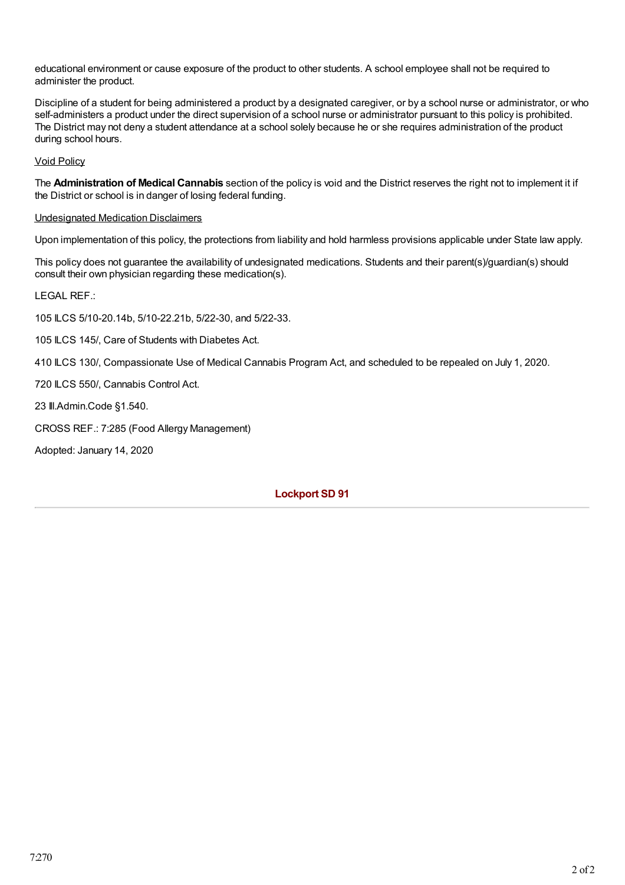educational environment or cause exposure of the product to other students. A school employee shall not be required to administer the product.

Discipline of a student for being administered a product by a designated caregiver, or by a school nurse or administrator, or who self-administers a product under the direct supervision of a school nurse or administrator pursuant to this policy is prohibited. The District may not deny a student attendance at a school solely because he or she requires administration of the product during school hours.

Void Policy

The **Administration of Medical Cannabis** section of the policy is void and the District reserves the right not to implement it if the District or school is in danger of losing federal funding.

Undesignated Medication Disclaimers

Upon implementation of this policy, the protections from liability and hold harmless provisions applicable under State law apply.

This policy does not guarantee the availability of undesignated medications. Students and their parent(s)/guardian(s) should consult their own physician regarding these medication(s).

LEGAL REF.:

105 ILCS 5/10-20.14b, 5/10-22.21b, 5/22-30, and 5/22-33.

105 ILCS 145/, Care of Students with Diabetes Act.

410 ILCS 130/, Compassionate Use of Medical Cannabis Program Act, and scheduled to be repealed on July 1, 2020.

720 ILCS 550/, Cannabis Control Act.

23 Ill.Admin.Code §1.540.

CROSS REF.: 7:285 (Food Allergy Management)

Adopted: January 14, 2020

**Lockport SD 91**